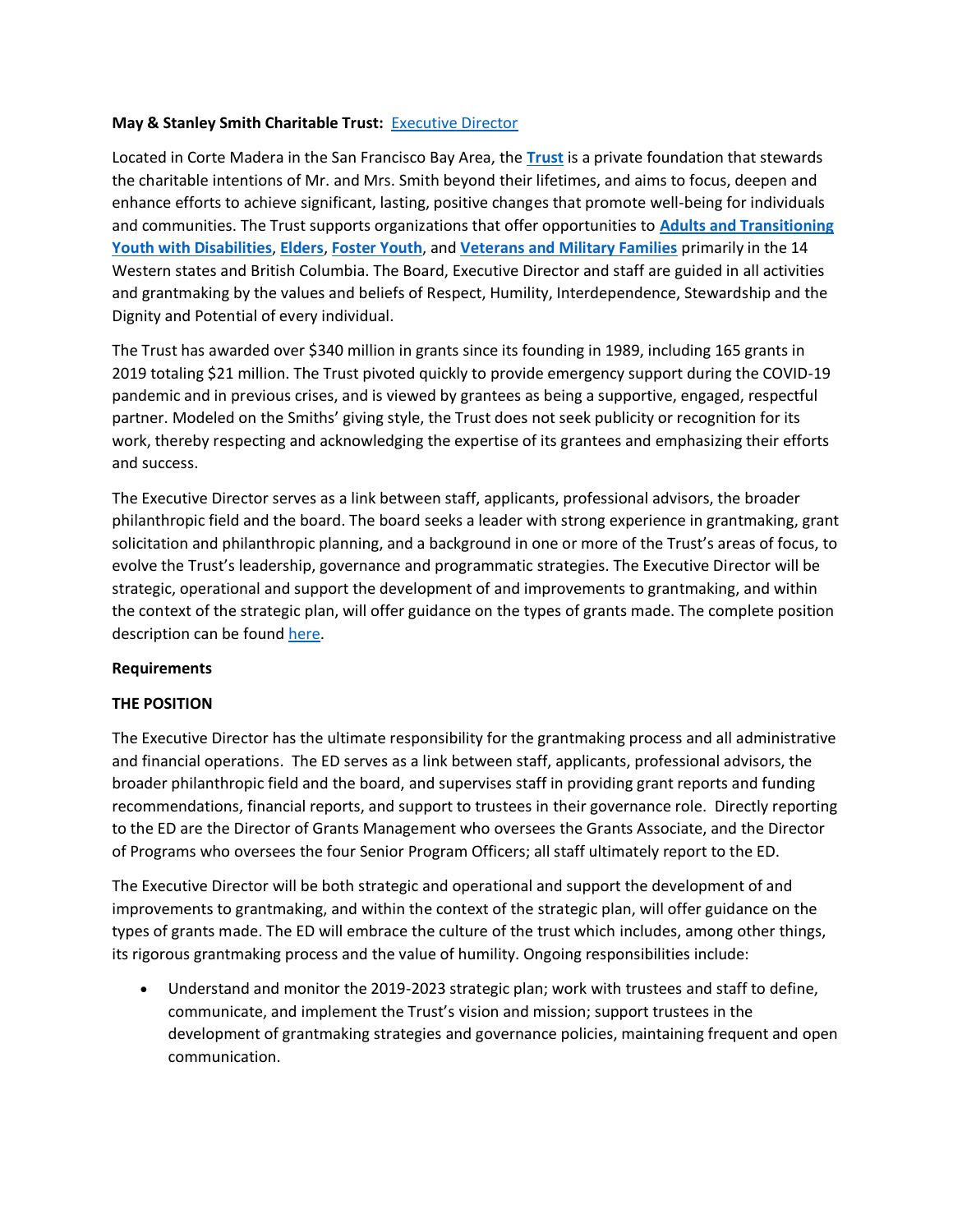**May & Stanley Smith Charitable Trust:** [Executive Director]()

Located in Corte Madera in the San Francisco Bay Area, the **[Trust]()** is a private foundation that stewards the charitable intentions of Mr. and Mrs. Smith beyond their lifetimes, and aims to focus, deepen and enhance efforts to achieve significant, lasting, positive changes that promote well-being for individuals and communities. The Trust supports organizations that offer opportunities to **[Adults and Transitioning Youth with Disabilities]()**, **[Elders]()**, **[Foster Youth]()**, and **[Veterans and Military Families]()** primarily in the 14 Western states and British Columbia. The Board, Executive Director and staff are guided in all activities and grantmaking by the values and beliefs of Respect, Humility, Interdependence, Stewardship and the Dignity and Potential of every individual.

The Trust has awarded over $340 million in grants since its founding in 1989, including 165 grants in 2019 totaling $21 million. The Trust pivoted quickly to provide emergency support during the COVID-19 pandemic and in previous crises, and is viewed by grantees as being a supportive, engaged, respectful partner. Modeled on the Smiths' giving style, the Trust does not seek publicity or recognition for its work, thereby respecting and acknowledging the expertise of its grantees and emphasizing their efforts and success.

The Executive Director serves as a link between staff, applicants, professional advisors, the broader philanthropic field and the board. The board seeks a leader with strong experience in grantmaking, grant solicitation and philanthropic planning, and a background in one or more of the Trust's areas of focus, to evolve the Trust's leadership, governance and programmatic strategies. The Executive Director will be strategic, operational and support the development of and improvements to grantmaking, and within the context of the strategic plan, will offer guidance on the types of grants made. The complete position description can be found [here]().

**Requirements**

**THE POSITION**

The Executive Director has the ultimate responsibility for the grantmaking process and all administrative and financial operations. The ED serves as a link between staff, applicants, professional advisors, the broader philanthropic field and the board, and supervises staff in providing grant reports and funding recommendations, financial reports, and support to trustees in their governance role. Directly reporting to the ED are the Director of Grants Management who oversees the Grants Associate, and the Director of Programs who oversees the four Senior Program Officers; all staff ultimately report to the ED.

The Executive Director will be both strategic and operational and support the development of and improvements to grantmaking, and within the context of the strategic plan, will offer guidance on the types of grants made. The ED will embrace the culture of the trust which includes, among other things, its rigorous grantmaking process and the value of humility. Ongoing responsibilities include:

- Understand and monitor the 2019-2023 strategic plan; work with trustees and staff to define, communicate, and implement the Trust's vision and mission; support trustees in the development of grantmaking strategies and governance policies, maintaining frequent and open communication.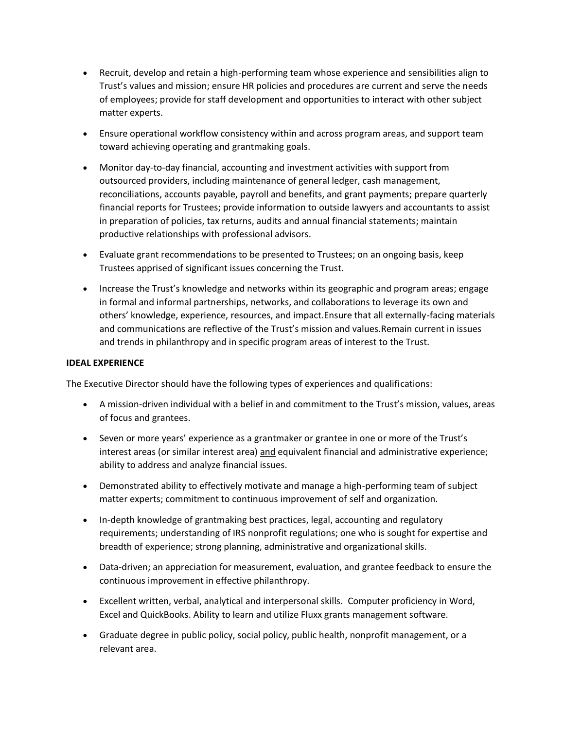- Recruit, develop and retain a high-performing team whose experience and sensibilities align to Trust's values and mission; ensure HR policies and procedures are current and serve the needs of employees; provide for staff development and opportunities to interact with other subject matter experts.
- Ensure operational workflow consistency within and across program areas, and support team toward achieving operating and grantmaking goals.
- Monitor day-to-day financial, accounting and investment activities with support from outsourced providers, including maintenance of general ledger, cash management, reconciliations, accounts payable, payroll and benefits, and grant payments; prepare quarterly financial reports for Trustees; provide information to outside lawyers and accountants to assist in preparation of policies, tax returns, audits and annual financial statements; maintain productive relationships with professional advisors.
- Evaluate grant recommendations to be presented to Trustees; on an ongoing basis, keep Trustees apprised of significant issues concerning the Trust.
- Increase the Trust's knowledge and networks within its geographic and program areas; engage in formal and informal partnerships, networks, and collaborations to leverage its own and others' knowledge, experience, resources, and impact.Ensure that all externally-facing materials and communications are reflective of the Trust's mission and values.Remain current in issues and trends in philanthropy and in specific program areas of interest to the Trust.

**IDEAL EXPERIENCE**

The Executive Director should have the following types of experiences and qualifications:

- A mission-driven individual with a belief in and commitment to the Trust's mission, values, areas of focus and grantees.
- Seven or more years' experience as a grantmaker or grantee in one or more of the Trust's interest areas (or similar interest area) <u>and</u> equivalent financial and administrative experience; ability to address and analyze financial issues.
- Demonstrated ability to effectively motivate and manage a high-performing team of subject matter experts; commitment to continuous improvement of self and organization.
- In-depth knowledge of grantmaking best practices, legal, accounting and regulatory requirements; understanding of IRS nonprofit regulations; one who is sought for expertise and breadth of experience; strong planning, administrative and organizational skills.
- Data-driven; an appreciation for measurement, evaluation, and grantee feedback to ensure the continuous improvement in effective philanthropy.
- Excellent written, verbal, analytical and interpersonal skills. Computer proficiency in Word, Excel and QuickBooks. Ability to learn and utilize Fluxx grants management software.
- Graduate degree in public policy, social policy, public health, nonprofit management, or a relevant area.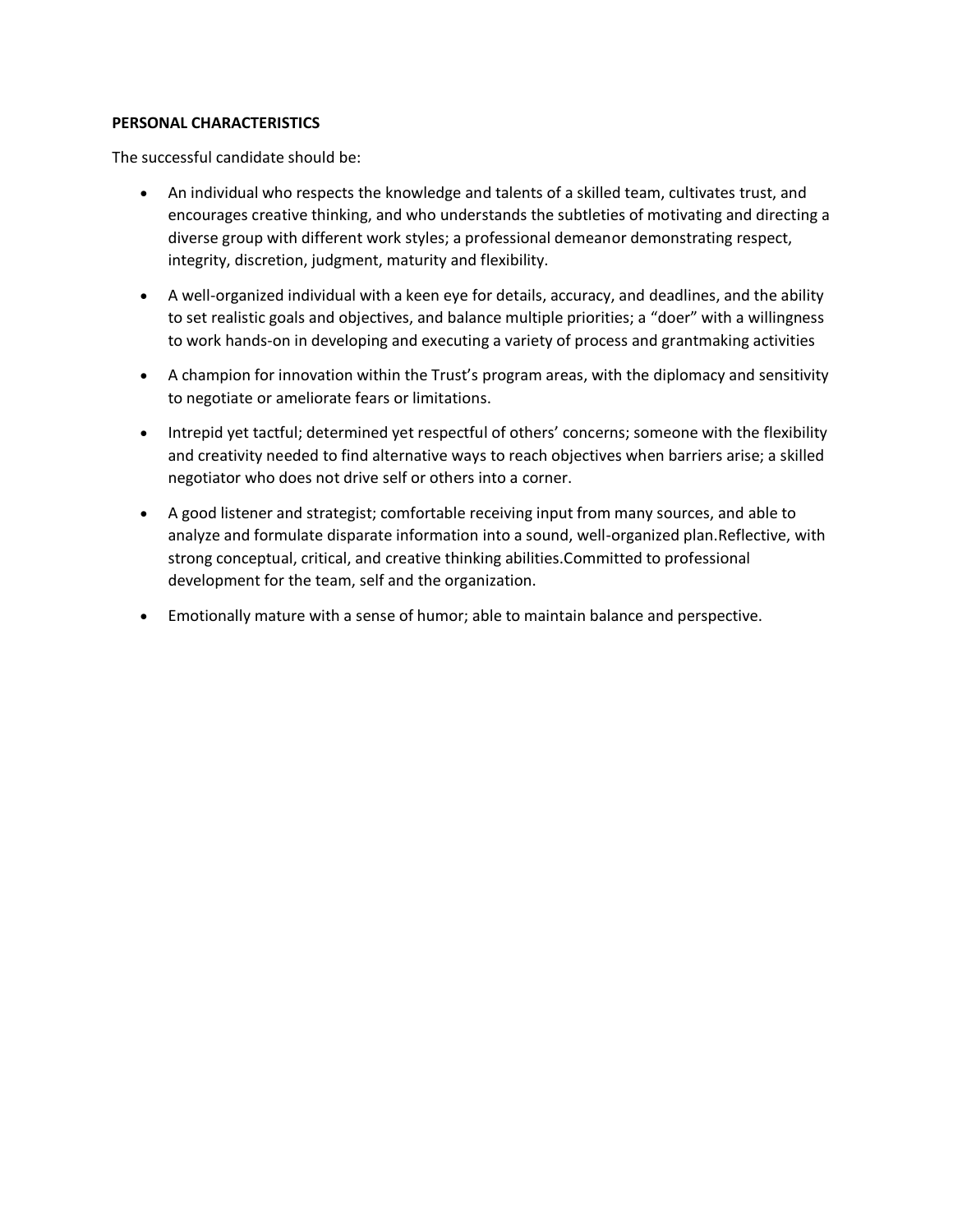**PERSONAL CHARACTERISTICS**

The successful candidate should be:

- An individual who respects the knowledge and talents of a skilled team, cultivates trust, and encourages creative thinking, and who understands the subtleties of motivating and directing a diverse group with different work styles; a professional demeanor demonstrating respect, integrity, discretion, judgment, maturity and flexibility.
- A well-organized individual with a keen eye for details, accuracy, and deadlines, and the ability to set realistic goals and objectives, and balance multiple priorities; a "doer" with a willingness to work hands-on in developing and executing a variety of process and grantmaking activities
- A champion for innovation within the Trust's program areas, with the diplomacy and sensitivity to negotiate or ameliorate fears or limitations.
- Intrepid yet tactful; determined yet respectful of others' concerns; someone with the flexibility and creativity needed to find alternative ways to reach objectives when barriers arise; a skilled negotiator who does not drive self or others into a corner.
- A good listener and strategist; comfortable receiving input from many sources, and able to analyze and formulate disparate information into a sound, well-organized plan.Reflective, with strong conceptual, critical, and creative thinking abilities.Committed to professional development for the team, self and the organization.
- Emotionally mature with a sense of humor; able to maintain balance and perspective.